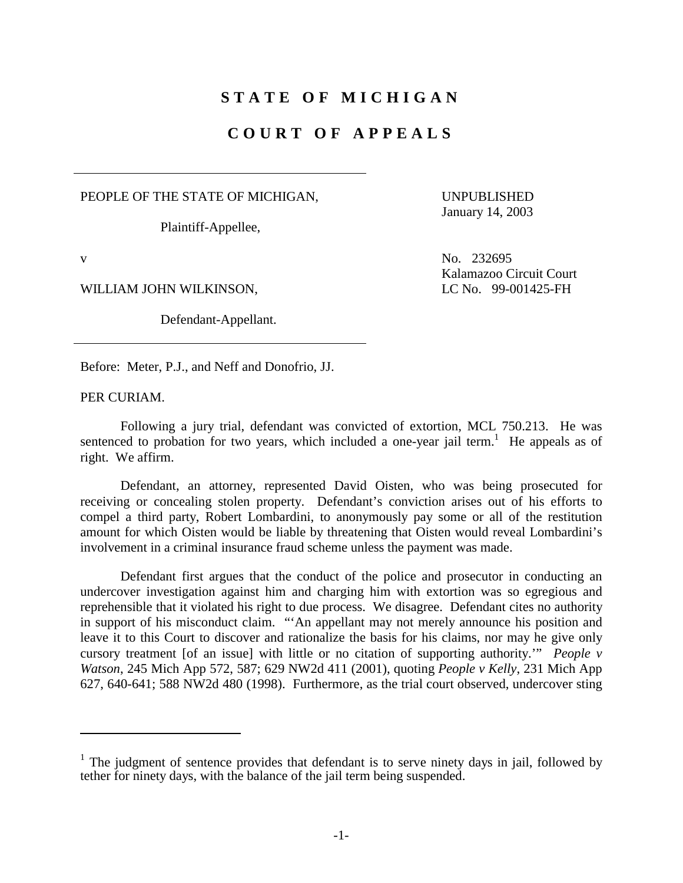# STATE OF MICHIGAN

# COURT OF APPEALS

PEOPLE OF THE STATE OF MICHIGAN,

Plaintiff-Appellee,

v

WILLIAM JOHN WILKINSON,

Defendant-Appellant.

UNPUBLISHED
January 14, 2003

No. 232695
Kalamazoo Circuit Court
LC No. 99-001425-FH

Before: Meter, P.J., and Neff and Donofrio, JJ.

PER CURIAM.

Following a jury trial, defendant was convicted of extortion, MCL 750.213. He was sentenced to probation for two years, which included a one-year jail term.[1] He appeals as of right. We affirm.

Defendant, an attorney, represented David Oisten, who was being prosecuted for receiving or concealing stolen property. Defendant's conviction arises out of his efforts to compel a third party, Robert Lombardini, to anonymously pay some or all of the restitution amount for which Oisten would be liable by threatening that Oisten would reveal Lombardini's involvement in a criminal insurance fraud scheme unless the payment was made.

Defendant first argues that the conduct of the police and prosecutor in conducting an undercover investigation against him and charging him with extortion was so egregious and reprehensible that it violated his right to due process. We disagree. Defendant cites no authority in support of his misconduct claim. "'An appellant may not merely announce his position and leave it to this Court to discover and rationalize the basis for his claims, nor may he give only cursory treatment [of an issue] with little or no citation of supporting authority.'" *People v Watson*, 245 Mich App 572, 587; 629 NW2d 411 (2001), quoting *People v Kelly*, 231 Mich App 627, 640-641; 588 NW2d 480 (1998). Furthermore, as the trial court observed, undercover sting

---

[1] The judgment of sentence provides that defendant is to serve ninety days in jail, followed by tether for ninety days, with the balance of the jail term being suspended.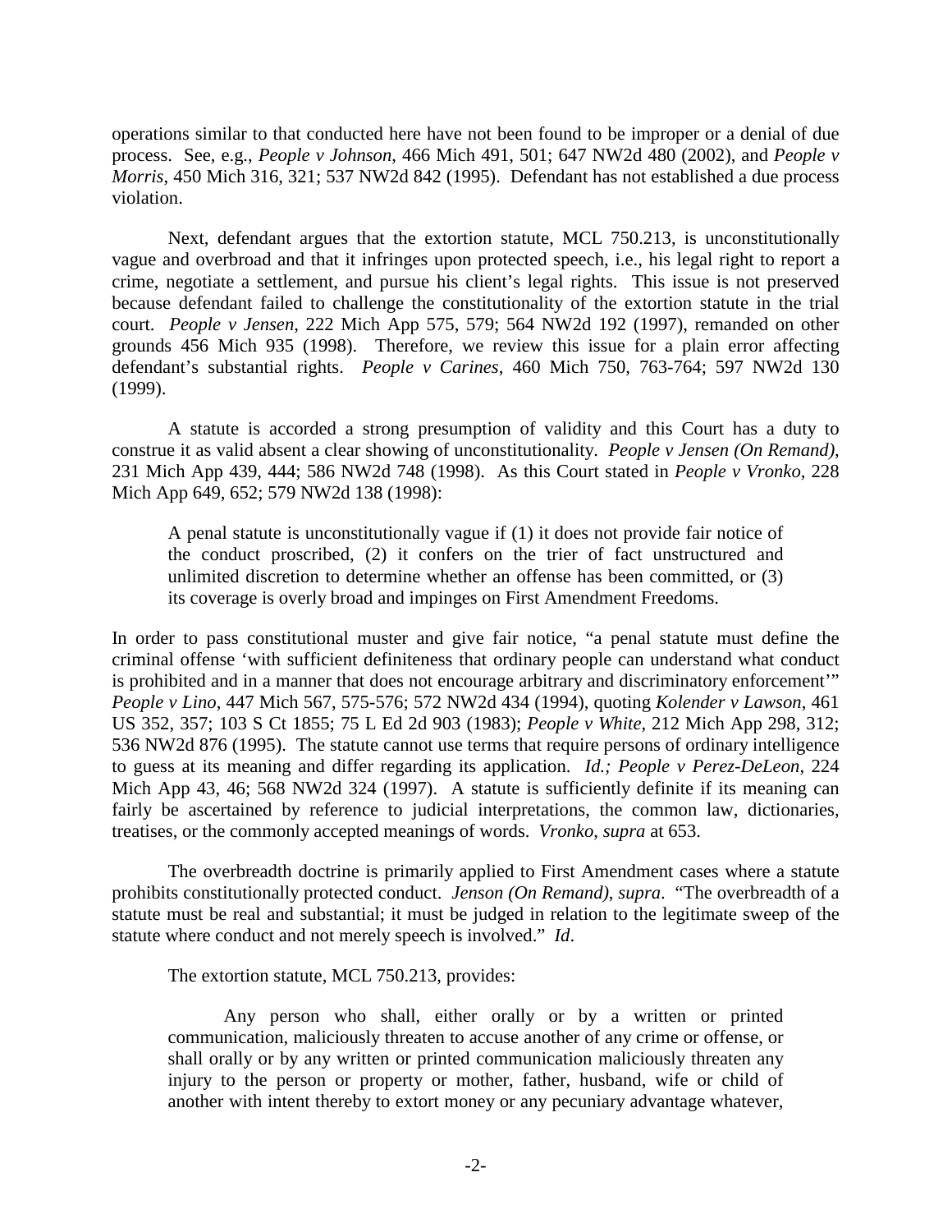operations similar to that conducted here have not been found to be improper or a denial of due process. See, e.g., *People v Johnson*, 466 Mich 491, 501; 647 NW2d 480 (2002), and *People v Morris*, 450 Mich 316, 321; 537 NW2d 842 (1995). Defendant has not established a due process violation.

Next, defendant argues that the extortion statute, MCL 750.213, is unconstitutionally vague and overbroad and that it infringes upon protected speech, i.e., his legal right to report a crime, negotiate a settlement, and pursue his client's legal rights. This issue is not preserved because defendant failed to challenge the constitutionality of the extortion statute in the trial court. *People v Jensen*, 222 Mich App 575, 579; 564 NW2d 192 (1997), remanded on other grounds 456 Mich 935 (1998). Therefore, we review this issue for a plain error affecting defendant's substantial rights. *People v Carines*, 460 Mich 750, 763-764; 597 NW2d 130 (1999).

A statute is accorded a strong presumption of validity and this Court has a duty to construe it as valid absent a clear showing of unconstitutionality. *People v Jensen (On Remand)*, 231 Mich App 439, 444; 586 NW2d 748 (1998). As this Court stated in *People v Vronko*, 228 Mich App 649, 652; 579 NW2d 138 (1998):

> A penal statute is unconstitutionally vague if (1) it does not provide fair notice of the conduct proscribed, (2) it confers on the trier of fact unstructured and unlimited discretion to determine whether an offense has been committed, or (3) its coverage is overly broad and impinges on First Amendment Freedoms.

In order to pass constitutional muster and give fair notice, "a penal statute must define the criminal offense 'with sufficient definiteness that ordinary people can understand what conduct is prohibited and in a manner that does not encourage arbitrary and discriminatory enforcement'" *People v Lino*, 447 Mich 567, 575-576; 572 NW2d 434 (1994), quoting *Kolender v Lawson*, 461 US 352, 357; 103 S Ct 1855; 75 L Ed 2d 903 (1983); *People v White*, 212 Mich App 298, 312; 536 NW2d 876 (1995). The statute cannot use terms that require persons of ordinary intelligence to guess at its meaning and differ regarding its application. *Id.; People v Perez-DeLeon*, 224 Mich App 43, 46; 568 NW2d 324 (1997). A statute is sufficiently definite if its meaning can fairly be ascertained by reference to judicial interpretations, the common law, dictionaries, treatises, or the commonly accepted meanings of words. *Vronko*, *supra* at 653.

The overbreadth doctrine is primarily applied to First Amendment cases where a statute prohibits constitutionally protected conduct. *Jenson (On Remand)*, *supra*. "The overbreadth of a statute must be real and substantial; it must be judged in relation to the legitimate sweep of the statute where conduct and not merely speech is involved." *Id*.

The extortion statute, MCL 750.213, provides:

> Any person who shall, either orally or by a written or printed communication, maliciously threaten to accuse another of any crime or offense, or shall orally or by any written or printed communication maliciously threaten any injury to the person or property or mother, father, husband, wife or child of another with intent thereby to extort money or any pecuniary advantage whatever,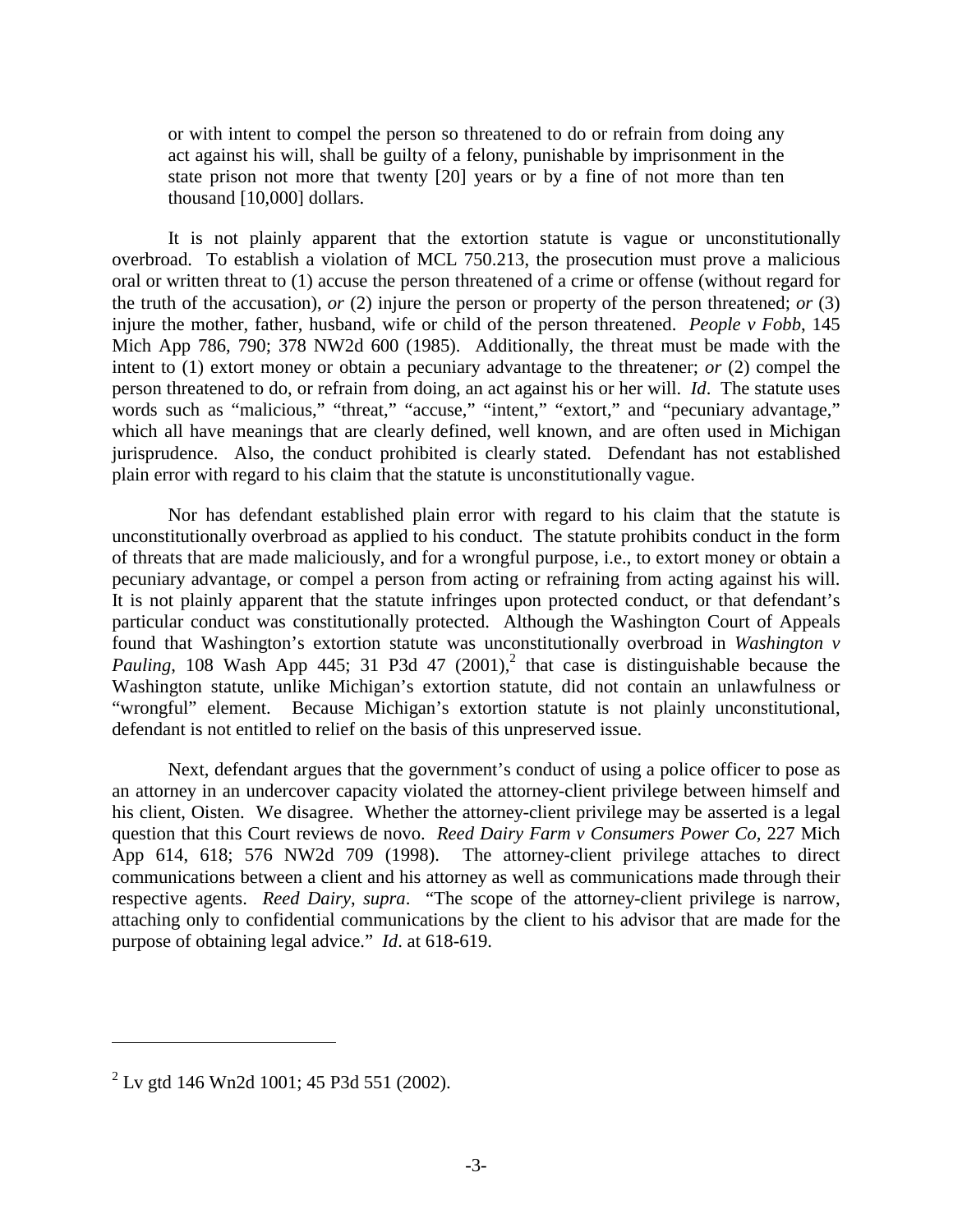> or with intent to compel the person so threatened to do or refrain from doing any act against his will, shall be guilty of a felony, punishable by imprisonment in the state prison not more that twenty [20] years or by a fine of not more than ten thousand [10,000] dollars.

It is not plainly apparent that the extortion statute is vague or unconstitutionally overbroad. To establish a violation of MCL 750.213, the prosecution must prove a malicious oral or written threat to (1) accuse the person threatened of a crime or offense (without regard for the truth of the accusation), *or* (2) injure the person or property of the person threatened; *or* (3) injure the mother, father, husband, wife or child of the person threatened. *People v Fobb*, 145 Mich App 786, 790; 378 NW2d 600 (1985). Additionally, the threat must be made with the intent to (1) extort money or obtain a pecuniary advantage to the threatener; *or* (2) compel the person threatened to do, or refrain from doing, an act against his or her will. *Id*. The statute uses words such as "malicious," "threat," "accuse," "intent," "extort," and "pecuniary advantage," which all have meanings that are clearly defined, well known, and are often used in Michigan jurisprudence. Also, the conduct prohibited is clearly stated. Defendant has not established plain error with regard to his claim that the statute is unconstitutionally vague.

Nor has defendant established plain error with regard to his claim that the statute is unconstitutionally overbroad as applied to his conduct. The statute prohibits conduct in the form of threats that are made maliciously, and for a wrongful purpose, i.e., to extort money or obtain a pecuniary advantage, or compel a person from acting or refraining from acting against his will. It is not plainly apparent that the statute infringes upon protected conduct, or that defendant's particular conduct was constitutionally protected. Although the Washington Court of Appeals found that Washington's extortion statute was unconstitutionally overbroad in *Washington v Pauling*, 108 Wash App 445; 31 P3d 47 (2001),[2] that case is distinguishable because the Washington statute, unlike Michigan's extortion statute, did not contain an unlawfulness or "wrongful" element. Because Michigan's extortion statute is not plainly unconstitutional, defendant is not entitled to relief on the basis of this unpreserved issue.

Next, defendant argues that the government's conduct of using a police officer to pose as an attorney in an undercover capacity violated the attorney-client privilege between himself and his client, Oisten. We disagree. Whether the attorney-client privilege may be asserted is a legal question that this Court reviews de novo. *Reed Dairy Farm v Consumers Power Co*, 227 Mich App 614, 618; 576 NW2d 709 (1998). The attorney-client privilege attaches to direct communications between a client and his attorney as well as communications made through their respective agents. *Reed Dairy*, *supra*. "The scope of the attorney-client privilege is narrow, attaching only to confidential communications by the client to his advisor that are made for the purpose of obtaining legal advice." *Id*. at 618-619.

---

[2] Lv gtd 146 Wn2d 1001; 45 P3d 551 (2002).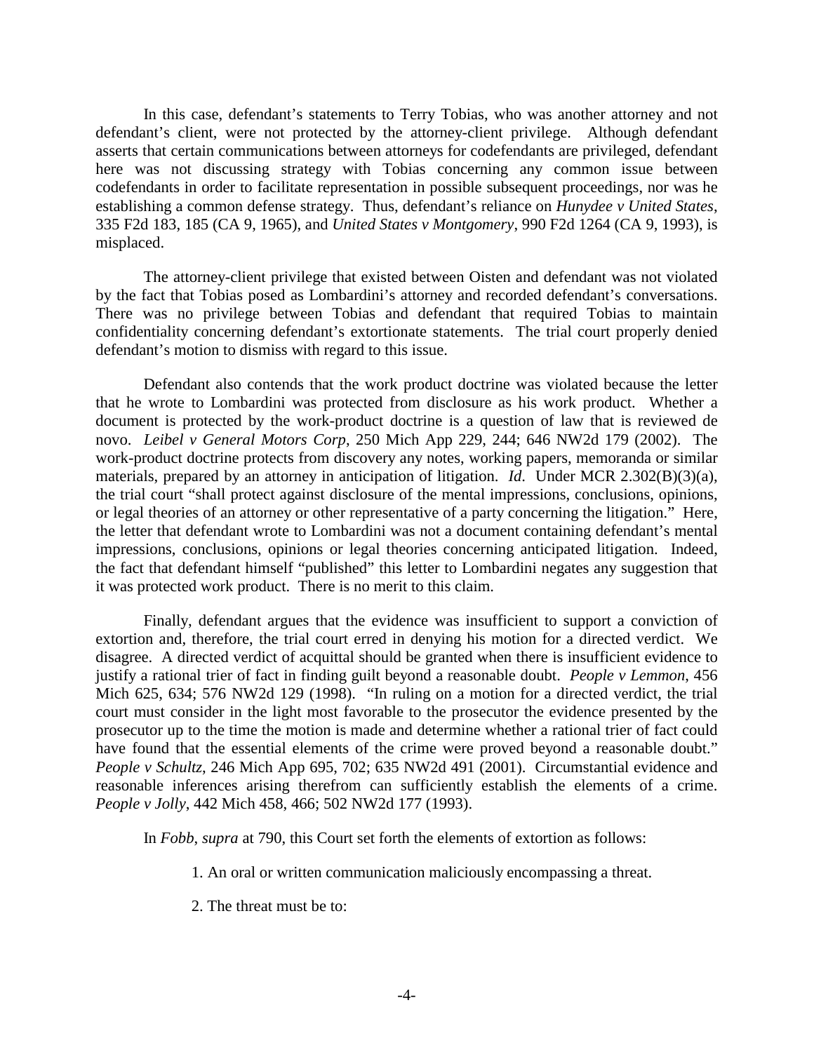In this case, defendant's statements to Terry Tobias, who was another attorney and not defendant's client, were not protected by the attorney-client privilege. Although defendant asserts that certain communications between attorneys for codefendants are privileged, defendant here was not discussing strategy with Tobias concerning any common issue between codefendants in order to facilitate representation in possible subsequent proceedings, nor was he establishing a common defense strategy. Thus, defendant's reliance on *Hunydee v United States*, 335 F2d 183, 185 (CA 9, 1965), and *United States v Montgomery*, 990 F2d 1264 (CA 9, 1993), is misplaced.

The attorney-client privilege that existed between Oisten and defendant was not violated by the fact that Tobias posed as Lombardini's attorney and recorded defendant's conversations. There was no privilege between Tobias and defendant that required Tobias to maintain confidentiality concerning defendant's extortionate statements. The trial court properly denied defendant's motion to dismiss with regard to this issue.

Defendant also contends that the work product doctrine was violated because the letter that he wrote to Lombardini was protected from disclosure as his work product. Whether a document is protected by the work-product doctrine is a question of law that is reviewed de novo. *Leibel v General Motors Corp*, 250 Mich App 229, 244; 646 NW2d 179 (2002). The work-product doctrine protects from discovery any notes, working papers, memoranda or similar materials, prepared by an attorney in anticipation of litigation. *Id*. Under MCR 2.302(B)(3)(a), the trial court "shall protect against disclosure of the mental impressions, conclusions, opinions, or legal theories of an attorney or other representative of a party concerning the litigation." Here, the letter that defendant wrote to Lombardini was not a document containing defendant's mental impressions, conclusions, opinions or legal theories concerning anticipated litigation. Indeed, the fact that defendant himself "published" this letter to Lombardini negates any suggestion that it was protected work product. There is no merit to this claim.

Finally, defendant argues that the evidence was insufficient to support a conviction of extortion and, therefore, the trial court erred in denying his motion for a directed verdict. We disagree. A directed verdict of acquittal should be granted when there is insufficient evidence to justify a rational trier of fact in finding guilt beyond a reasonable doubt. *People v Lemmon*, 456 Mich 625, 634; 576 NW2d 129 (1998). "In ruling on a motion for a directed verdict, the trial court must consider in the light most favorable to the prosecutor the evidence presented by the prosecutor up to the time the motion is made and determine whether a rational trier of fact could have found that the essential elements of the crime were proved beyond a reasonable doubt." *People v Schultz*, 246 Mich App 695, 702; 635 NW2d 491 (2001). Circumstantial evidence and reasonable inferences arising therefrom can sufficiently establish the elements of a crime. *People v Jolly*, 442 Mich 458, 466; 502 NW2d 177 (1993).

In *Fobb*, *supra* at 790, this Court set forth the elements of extortion as follows:

> 1. An oral or written communication maliciously encompassing a threat.
>
> 2. The threat must be to: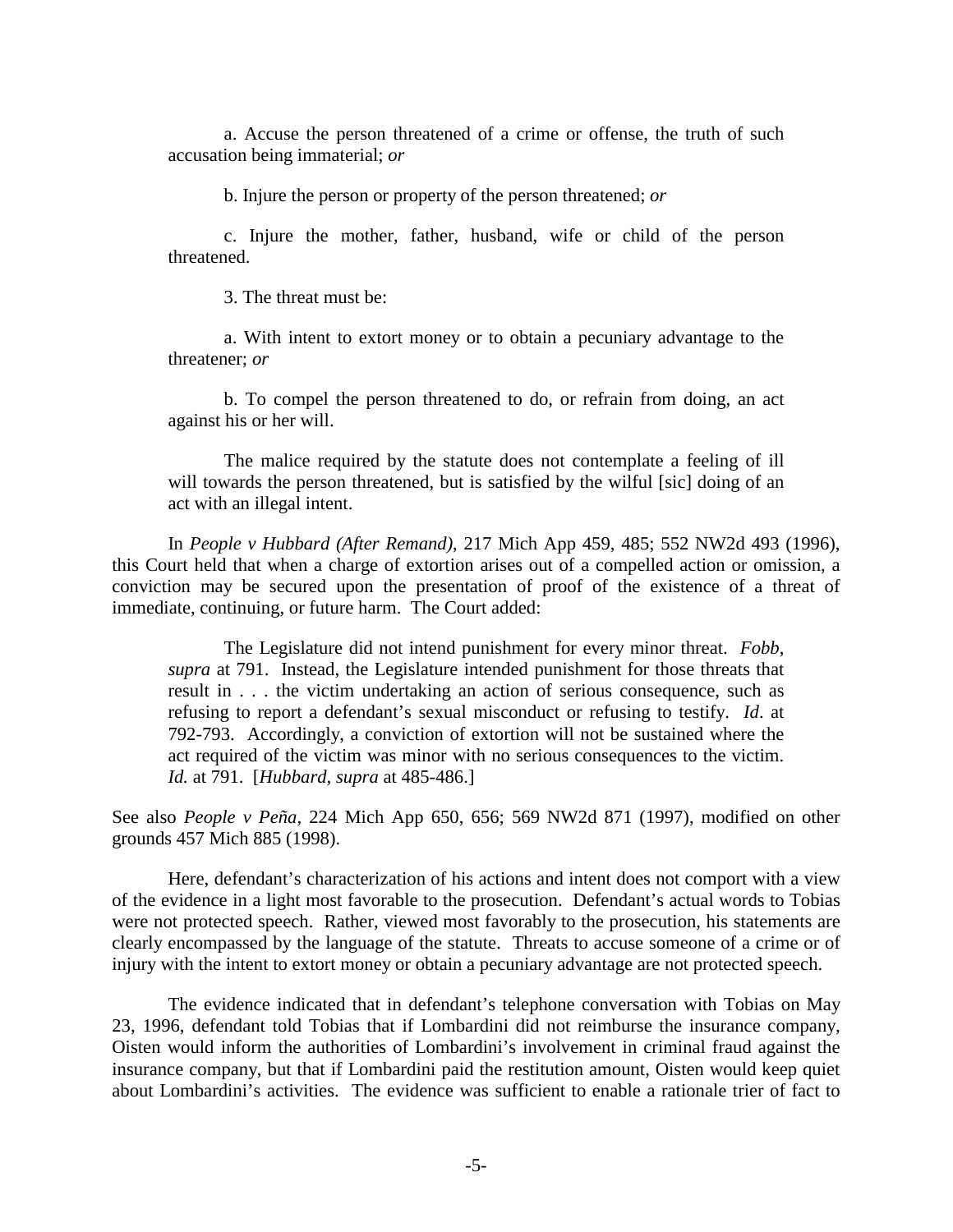a. Accuse the person threatened of a crime or offense, the truth of such accusation being immaterial; *or*

b. Injure the person or property of the person threatened; *or*

c. Injure the mother, father, husband, wife or child of the person threatened.

3. The threat must be:

a. With intent to extort money or to obtain a pecuniary advantage to the threatener; *or*

b. To compel the person threatened to do, or refrain from doing, an act against his or her will.

The malice required by the statute does not contemplate a feeling of ill will towards the person threatened, but is satisfied by the wilful [sic] doing of an act with an illegal intent.

In *People v Hubbard (After Remand)*, 217 Mich App 459, 485; 552 NW2d 493 (1996), this Court held that when a charge of extortion arises out of a compelled action or omission, a conviction may be secured upon the presentation of proof of the existence of a threat of immediate, continuing, or future harm. The Court added:

> The Legislature did not intend punishment for every minor threat. *Fobb, supra* at 791. Instead, the Legislature intended punishment for those threats that result in . . . the victim undertaking an action of serious consequence, such as refusing to report a defendant's sexual misconduct or refusing to testify. *Id*. at 792-793. Accordingly, a conviction of extortion will not be sustained where the act required of the victim was minor with no serious consequences to the victim. *Id.* at 791. [*Hubbard, supra* at 485-486.]

See also *People v Peña*, 224 Mich App 650, 656; 569 NW2d 871 (1997), modified on other grounds 457 Mich 885 (1998).

Here, defendant's characterization of his actions and intent does not comport with a view of the evidence in a light most favorable to the prosecution. Defendant's actual words to Tobias were not protected speech. Rather, viewed most favorably to the prosecution, his statements are clearly encompassed by the language of the statute. Threats to accuse someone of a crime or of injury with the intent to extort money or obtain a pecuniary advantage are not protected speech.

The evidence indicated that in defendant's telephone conversation with Tobias on May 23, 1996, defendant told Tobias that if Lombardini did not reimburse the insurance company, Oisten would inform the authorities of Lombardini's involvement in criminal fraud against the insurance company, but that if Lombardini paid the restitution amount, Oisten would keep quiet about Lombardini's activities. The evidence was sufficient to enable a rationale trier of fact to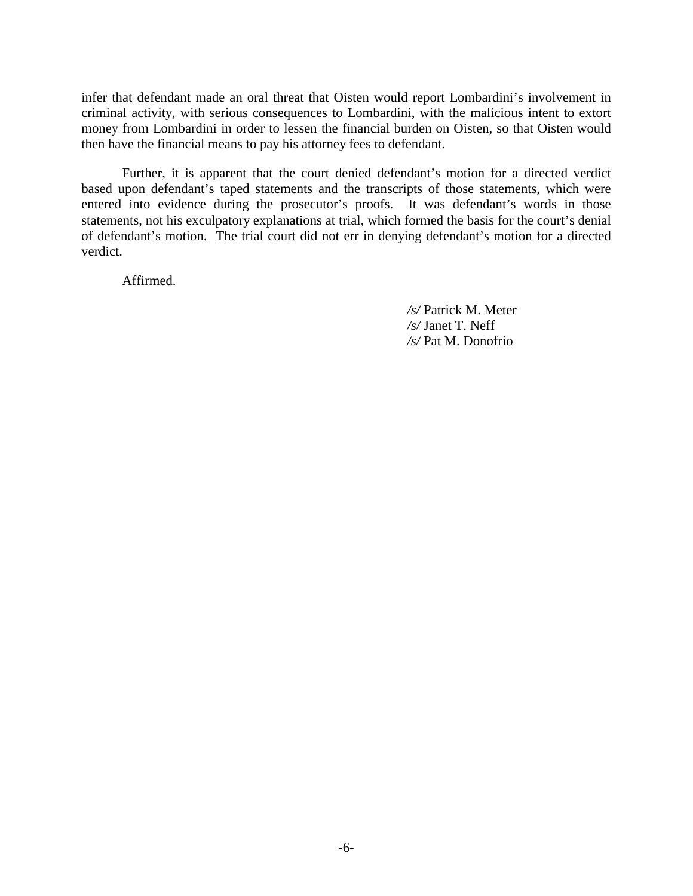infer that defendant made an oral threat that Oisten would report Lombardini's involvement in criminal activity, with serious consequences to Lombardini, with the malicious intent to extort money from Lombardini in order to lessen the financial burden on Oisten, so that Oisten would then have the financial means to pay his attorney fees to defendant.

Further, it is apparent that the court denied defendant's motion for a directed verdict based upon defendant's taped statements and the transcripts of those statements, which were entered into evidence during the prosecutor's proofs. It was defendant's words in those statements, not his exculpatory explanations at trial, which formed the basis for the court's denial of defendant's motion. The trial court did not err in denying defendant's motion for a directed verdict.

Affirmed.

*/s/* Patrick M. Meter
*/s/* Janet T. Neff
*/s/* Pat M. Donofrio